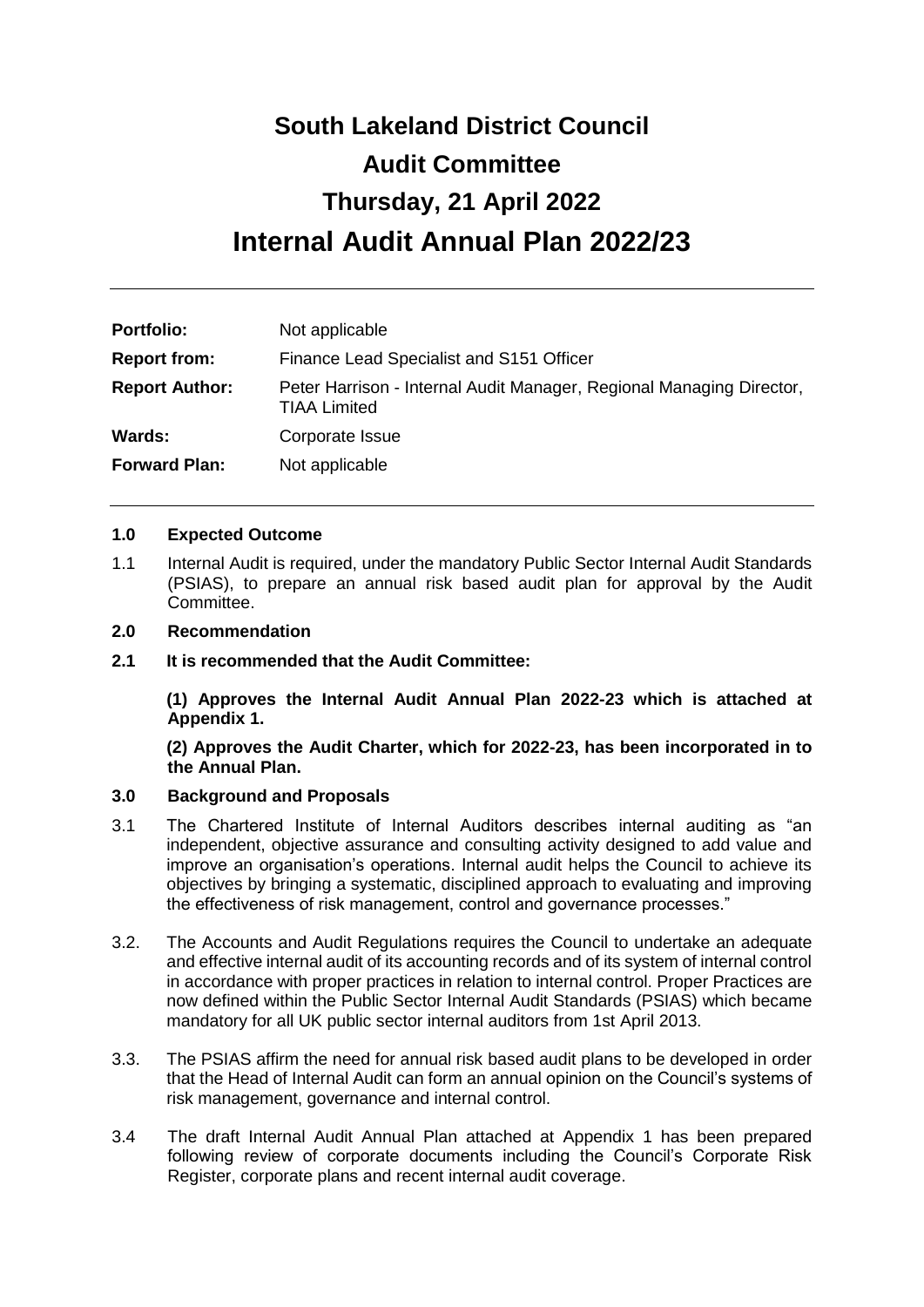# South Lakeland District Council

# Audit Committee

# Thursday, 21 April 2022

# Internal Audit Annual Plan 2022/23

---

| | |
|---|---|
| **Portfolio:** | Not applicable |
| **Report from:** | Finance Lead Specialist and S151 Officer |
| **Report Author:** | Peter Harrison - Internal Audit Manager, Regional Managing Director, TIAA Limited |
| **Wards:** | Corporate Issue |
| **Forward Plan:** | Not applicable |

---

## 1.0 Expected Outcome

1.1 Internal Audit is required, under the mandatory Public Sector Internal Audit Standards (PSIAS), to prepare an annual risk based audit plan for approval by the Audit Committee.

## 2.0 Recommendation

**2.1 It is recommended that the Audit Committee:**

**(1) Approves the Internal Audit Annual Plan 2022-23 which is attached at Appendix 1.**

**(2) Approves the Audit Charter, which for 2022-23, has been incorporated in to the Annual Plan.**

## 3.0 Background and Proposals

3.1 The Chartered Institute of Internal Auditors describes internal auditing as "an independent, objective assurance and consulting activity designed to add value and improve an organisation's operations. Internal audit helps the Council to achieve its objectives by bringing a systematic, disciplined approach to evaluating and improving the effectiveness of risk management, control and governance processes."

3.2. The Accounts and Audit Regulations requires the Council to undertake an adequate and effective internal audit of its accounting records and of its system of internal control in accordance with proper practices in relation to internal control. Proper Practices are now defined within the Public Sector Internal Audit Standards (PSIAS) which became mandatory for all UK public sector internal auditors from 1st April 2013.

3.3. The PSIAS affirm the need for annual risk based audit plans to be developed in order that the Head of Internal Audit can form an annual opinion on the Council's systems of risk management, governance and internal control.

3.4 The draft Internal Audit Annual Plan attached at Appendix 1 has been prepared following review of corporate documents including the Council's Corporate Risk Register, corporate plans and recent internal audit coverage.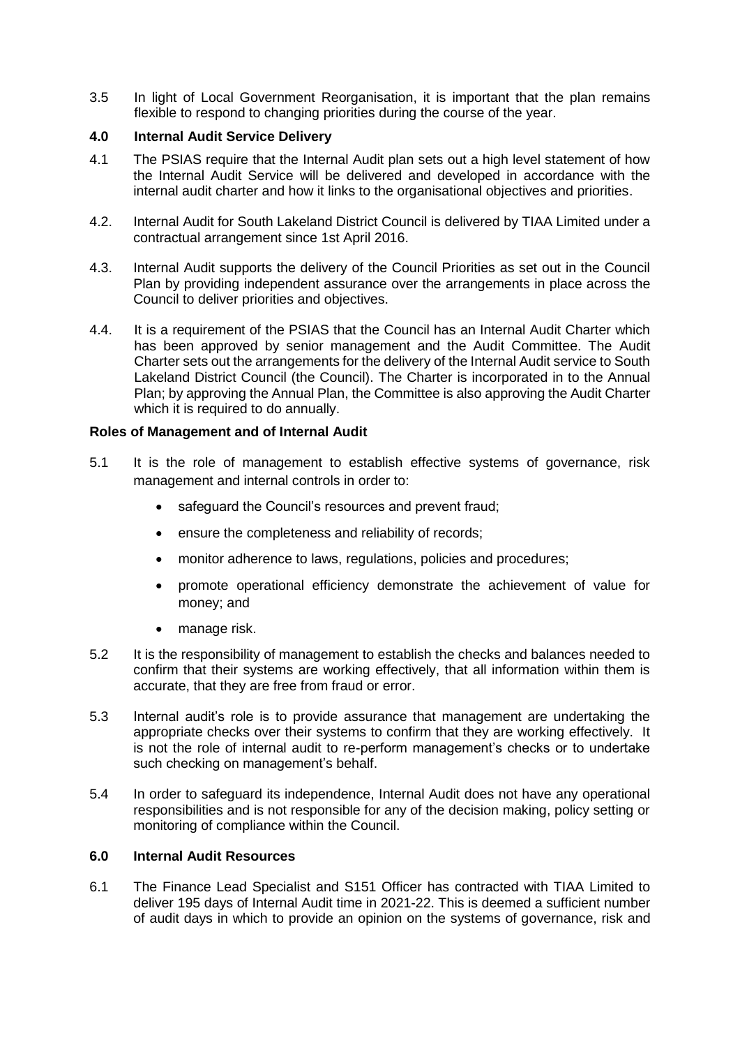3.5 In light of Local Government Reorganisation, it is important that the plan remains flexible to respond to changing priorities during the course of the year.

## 4.0 Internal Audit Service Delivery

4.1 The PSIAS require that the Internal Audit plan sets out a high level statement of how the Internal Audit Service will be delivered and developed in accordance with the internal audit charter and how it links to the organisational objectives and priorities.

4.2. Internal Audit for South Lakeland District Council is delivered by TIAA Limited under a contractual arrangement since 1st April 2016.

4.3. Internal Audit supports the delivery of the Council Priorities as set out in the Council Plan by providing independent assurance over the arrangements in place across the Council to deliver priorities and objectives.

4.4. It is a requirement of the PSIAS that the Council has an Internal Audit Charter which has been approved by senior management and the Audit Committee. The Audit Charter sets out the arrangements for the delivery of the Internal Audit service to South Lakeland District Council (the Council). The Charter is incorporated in to the Annual Plan; by approving the Annual Plan, the Committee is also approving the Audit Charter which it is required to do annually.

## Roles of Management and of Internal Audit

5.1 It is the role of management to establish effective systems of governance, risk management and internal controls in order to:

- safeguard the Council's resources and prevent fraud;
- ensure the completeness and reliability of records;
- monitor adherence to laws, regulations, policies and procedures;
- promote operational efficiency demonstrate the achievement of value for money; and
- manage risk.

5.2 It is the responsibility of management to establish the checks and balances needed to confirm that their systems are working effectively, that all information within them is accurate, that they are free from fraud or error.

5.3 Internal audit's role is to provide assurance that management are undertaking the appropriate checks over their systems to confirm that they are working effectively. It is not the role of internal audit to re-perform management's checks or to undertake such checking on management's behalf.

5.4 In order to safeguard its independence, Internal Audit does not have any operational responsibilities and is not responsible for any of the decision making, policy setting or monitoring of compliance within the Council.

## 6.0 Internal Audit Resources

6.1 The Finance Lead Specialist and S151 Officer has contracted with TIAA Limited to deliver 195 days of Internal Audit time in 2021-22. This is deemed a sufficient number of audit days in which to provide an opinion on the systems of governance, risk and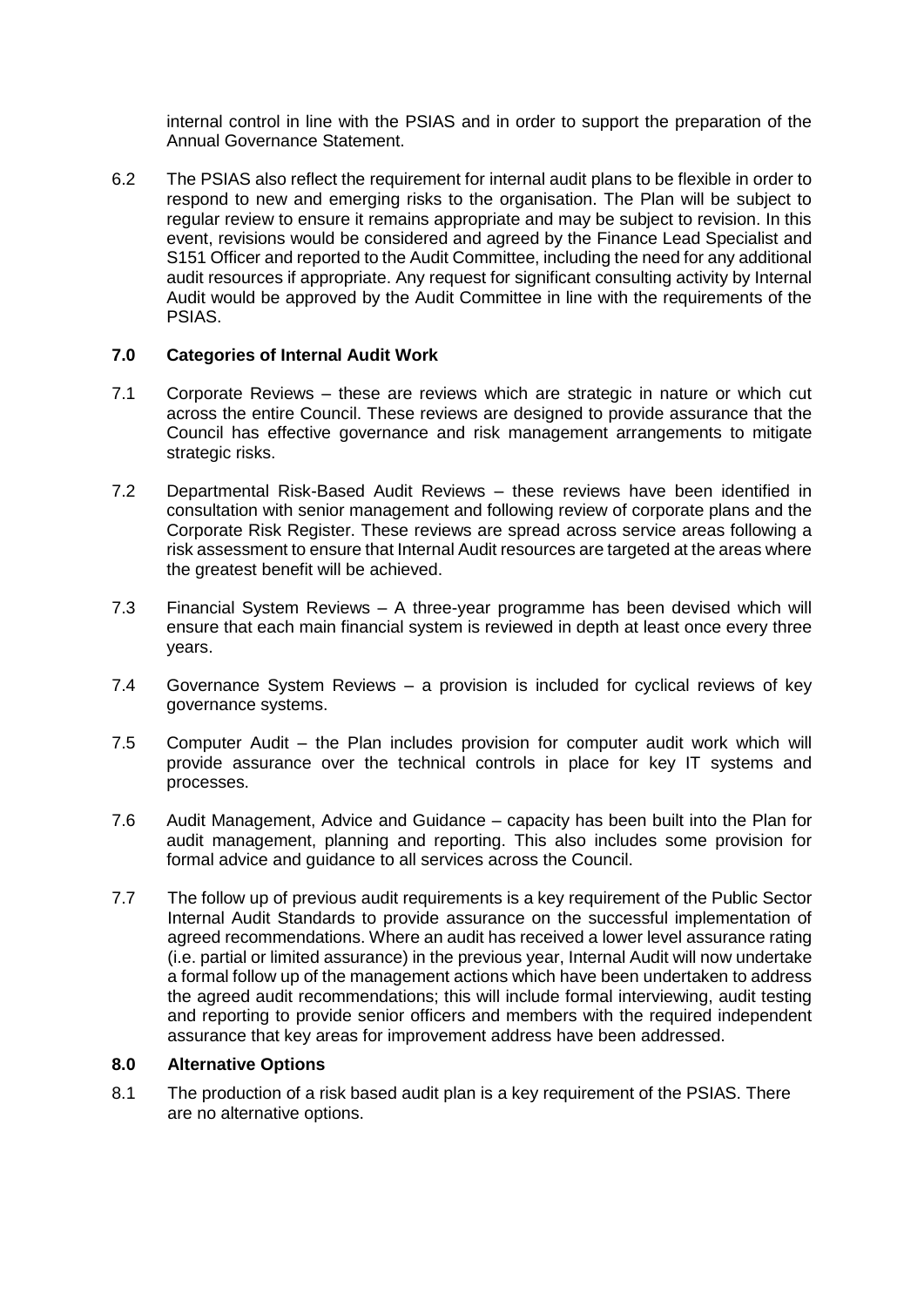internal control in line with the PSIAS and in order to support the preparation of the Annual Governance Statement.

6.2 The PSIAS also reflect the requirement for internal audit plans to be flexible in order to respond to new and emerging risks to the organisation. The Plan will be subject to regular review to ensure it remains appropriate and may be subject to revision. In this event, revisions would be considered and agreed by the Finance Lead Specialist and S151 Officer and reported to the Audit Committee, including the need for any additional audit resources if appropriate. Any request for significant consulting activity by Internal Audit would be approved by the Audit Committee in line with the requirements of the PSIAS.

## 7.0 Categories of Internal Audit Work

7.1 Corporate Reviews – these are reviews which are strategic in nature or which cut across the entire Council. These reviews are designed to provide assurance that the Council has effective governance and risk management arrangements to mitigate strategic risks.

7.2 Departmental Risk-Based Audit Reviews – these reviews have been identified in consultation with senior management and following review of corporate plans and the Corporate Risk Register. These reviews are spread across service areas following a risk assessment to ensure that Internal Audit resources are targeted at the areas where the greatest benefit will be achieved.

7.3 Financial System Reviews – A three-year programme has been devised which will ensure that each main financial system is reviewed in depth at least once every three years.

7.4 Governance System Reviews – a provision is included for cyclical reviews of key governance systems.

7.5 Computer Audit – the Plan includes provision for computer audit work which will provide assurance over the technical controls in place for key IT systems and processes.

7.6 Audit Management, Advice and Guidance – capacity has been built into the Plan for audit management, planning and reporting. This also includes some provision for formal advice and guidance to all services across the Council.

7.7 The follow up of previous audit requirements is a key requirement of the Public Sector Internal Audit Standards to provide assurance on the successful implementation of agreed recommendations. Where an audit has received a lower level assurance rating (i.e. partial or limited assurance) in the previous year, Internal Audit will now undertake a formal follow up of the management actions which have been undertaken to address the agreed audit recommendations; this will include formal interviewing, audit testing and reporting to provide senior officers and members with the required independent assurance that key areas for improvement address have been addressed.

## 8.0 Alternative Options

8.1 The production of a risk based audit plan is a key requirement of the PSIAS. There are no alternative options.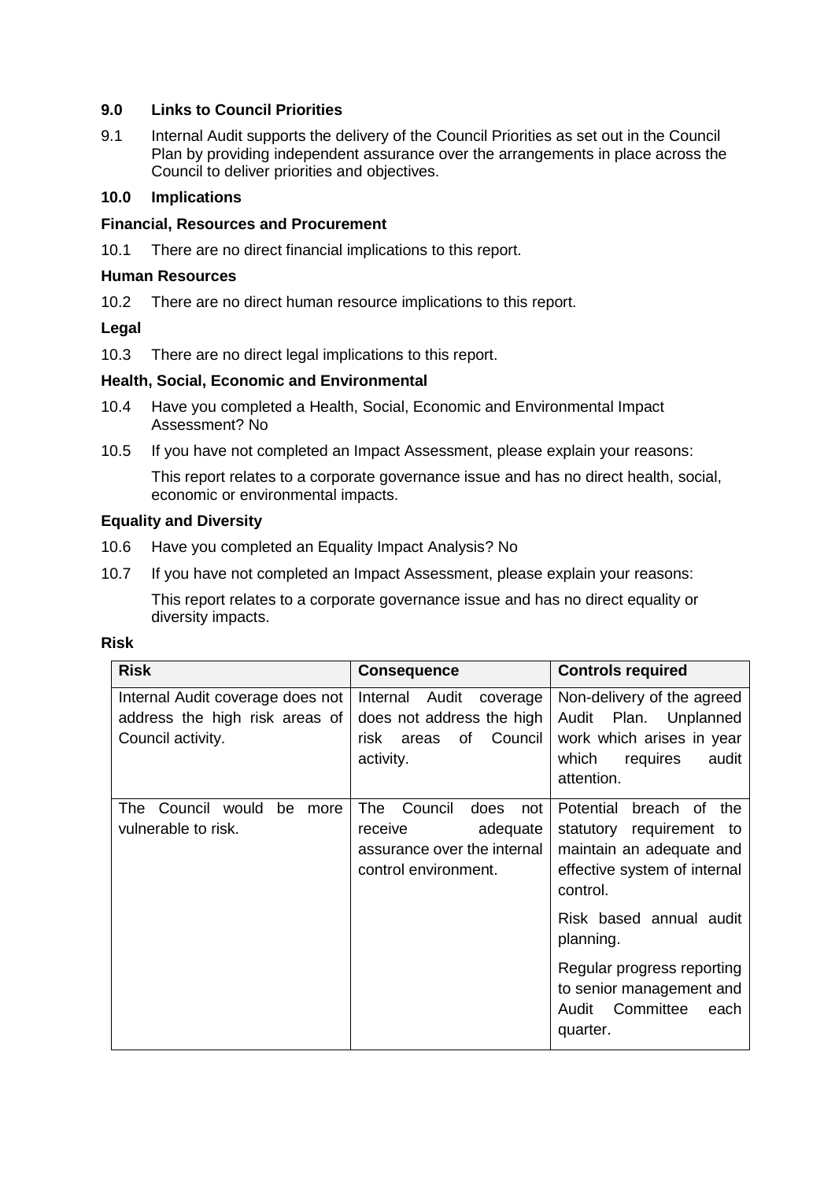## 9.0 Links to Council Priorities

9.1 Internal Audit supports the delivery of the Council Priorities as set out in the Council Plan by providing independent assurance over the arrangements in place across the Council to deliver priorities and objectives.

## 10.0 Implications

### Financial, Resources and Procurement

10.1 There are no direct financial implications to this report.

### Human Resources

10.2 There are no direct human resource implications to this report.

### Legal

10.3 There are no direct legal implications to this report.

### Health, Social, Economic and Environmental

10.4 Have you completed a Health, Social, Economic and Environmental Impact Assessment? No

10.5 If you have not completed an Impact Assessment, please explain your reasons:

This report relates to a corporate governance issue and has no direct health, social, economic or environmental impacts.

### Equality and Diversity

10.6 Have you completed an Equality Impact Analysis? No

10.7 If you have not completed an Impact Assessment, please explain your reasons:

This report relates to a corporate governance issue and has no direct equality or diversity impacts.

### Risk

| Risk | Consequence | Controls required |
| --- | --- | --- |
| Internal Audit coverage does not address the high risk areas of Council activity. | Internal Audit coverage does not address the high risk areas of Council activity. | Non-delivery of the agreed Audit Plan. Unplanned work which arises in year which requires audit attention. |
| The Council would be more vulnerable to risk. | The Council does not receive adequate assurance over the internal control environment. | Potential breach of the statutory requirement to maintain an adequate and effective system of internal control.<br><br>Risk based annual audit planning.<br><br>Regular progress reporting to senior management and Audit Committee each quarter. |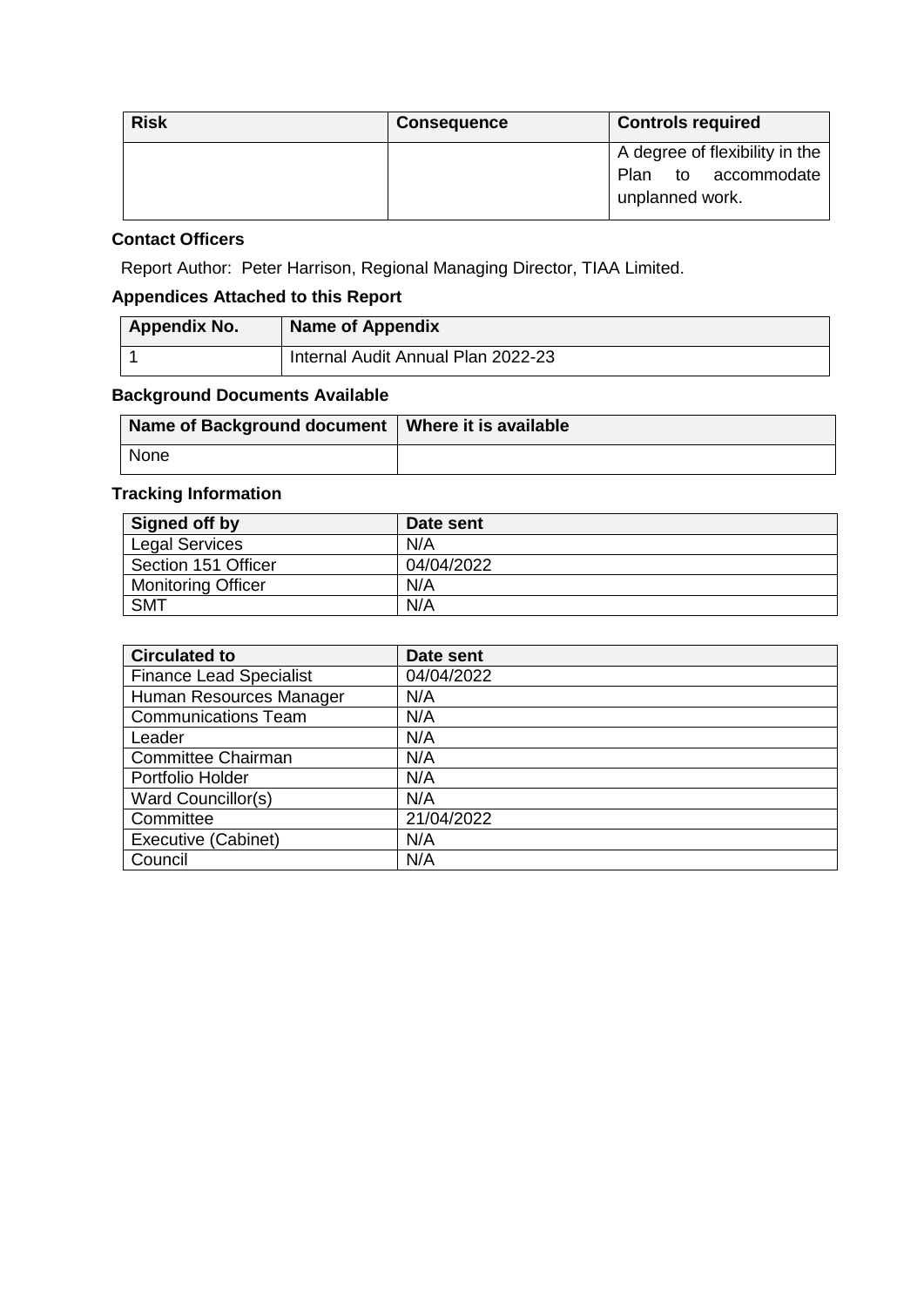| Risk | Consequence | Controls required |
| --- | --- | --- |
| | | A degree of flexibility in the Plan to accommodate unplanned work. |

### Contact Officers

Report Author: Peter Harrison, Regional Managing Director, TIAA Limited.

### Appendices Attached to this Report

| Appendix No. | Name of Appendix |
| --- | --- |
| 1 | Internal Audit Annual Plan 2022-23 |

### Background Documents Available

| Name of Background document | Where it is available |
| --- | --- |
| None | |

### Tracking Information

| Signed off by | Date sent |
| --- | --- |
| Legal Services | N/A |
| Section 151 Officer | 04/04/2022 |
| Monitoring Officer | N/A |
| SMT | N/A |

| Circulated to | Date sent |
| --- | --- |
| Finance Lead Specialist | 04/04/2022 |
| Human Resources Manager | N/A |
| Communications Team | N/A |
| Leader | N/A |
| Committee Chairman | N/A |
| Portfolio Holder | N/A |
| Ward Councillor(s) | N/A |
| Committee | 21/04/2022 |
| Executive (Cabinet) | N/A |
| Council | N/A |